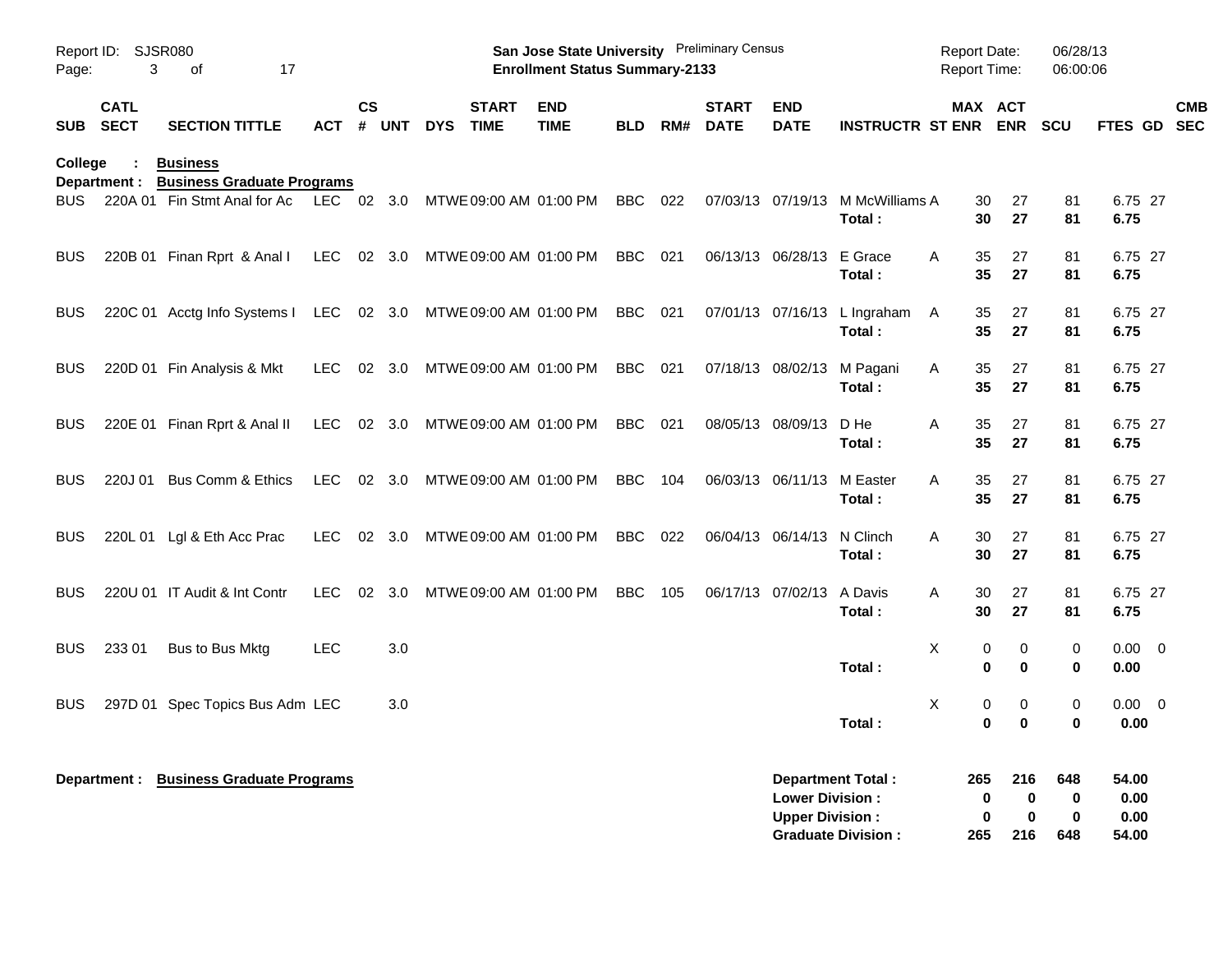Report ID: SJSR080

**San Jose State University** Preliminary Census
**Enrollment Status Summary-2133**

Report Date: 06/28/13
Report Time: 06:00:06

**College : Business**
**Department : Business Graduate Programs**

| SUB | CATL SECT | SECTION TITTLE | ACT | CS # | UNT | DYS | START TIME | END TIME | BLD | RM# | START DATE | END DATE | INSTRUCTR | ST | MAX ENR | ACT ENR | SCU | FTES | GD | CMB SEC |
|---|---|---|---|---|---|---|---|---|---|---|---|---|---|---|---|---|---|---|---|---|
| BUS | 220A 01 | Fin Stmt Anal for Ac | LEC | 02 | 3.0 | MTWE | 09:00 AM | 01:00 PM | BBC | 022 | 07/03/13 | 07/19/13 | M McWilliams | A | 30 | 27 | 81 | 6.75 | 27 | |
| | | | | | | | | | | | | | **Total :** | | **30** | **27** | **81** | **6.75** | | |
| BUS | 220B 01 | Finan Rprt & Anal I | LEC | 02 | 3.0 | MTWE | 09:00 AM | 01:00 PM | BBC | 021 | 06/13/13 | 06/28/13 | E Grace | A | 35 | 27 | 81 | 6.75 | 27 | |
| | | | | | | | | | | | | | **Total :** | | **35** | **27** | **81** | **6.75** | | |
| BUS | 220C 01 | Acctg Info Systems I | LEC | 02 | 3.0 | MTWE | 09:00 AM | 01:00 PM | BBC | 021 | 07/01/13 | 07/16/13 | L Ingraham | A | 35 | 27 | 81 | 6.75 | 27 | |
| | | | | | | | | | | | | | **Total :** | | **35** | **27** | **81** | **6.75** | | |
| BUS | 220D 01 | Fin Analysis & Mkt | LEC | 02 | 3.0 | MTWE | 09:00 AM | 01:00 PM | BBC | 021 | 07/18/13 | 08/02/13 | M Pagani | A | 35 | 27 | 81 | 6.75 | 27 | |
| | | | | | | | | | | | | | **Total :** | | **35** | **27** | **81** | **6.75** | | |
| BUS | 220E 01 | Finan Rprt & Anal II | LEC | 02 | 3.0 | MTWE | 09:00 AM | 01:00 PM | BBC | 021 | 08/05/13 | 08/09/13 | D He | A | 35 | 27 | 81 | 6.75 | 27 | |
| | | | | | | | | | | | | | **Total :** | | **35** | **27** | **81** | **6.75** | | |
| BUS | 220J 01 | Bus Comm & Ethics | LEC | 02 | 3.0 | MTWE | 09:00 AM | 01:00 PM | BBC | 104 | 06/03/13 | 06/11/13 | M Easter | A | 35 | 27 | 81 | 6.75 | 27 | |
| | | | | | | | | | | | | | **Total :** | | **35** | **27** | **81** | **6.75** | | |
| BUS | 220L 01 | Lgl & Eth Acc Prac | LEC | 02 | 3.0 | MTWE | 09:00 AM | 01:00 PM | BBC | 022 | 06/04/13 | 06/14/13 | N Clinch | A | 30 | 27 | 81 | 6.75 | 27 | |
| | | | | | | | | | | | | | **Total :** | | **30** | **27** | **81** | **6.75** | | |
| BUS | 220U 01 | IT Audit & Int Contr | LEC | 02 | 3.0 | MTWE | 09:00 AM | 01:00 PM | BBC | 105 | 06/17/13 | 07/02/13 | A Davis | A | 30 | 27 | 81 | 6.75 | 27 | |
| | | | | | | | | | | | | | **Total :** | | **30** | **27** | **81** | **6.75** | | |
| BUS | 233 01 | Bus to Bus Mktg | LEC | | 3.0 | | | | | | | | | X | 0 | 0 | 0 | 0.00 | 0 | |
| | | | | | | | | | | | | | **Total :** | | **0** | **0** | **0** | **0.00** | | |
| BUS | 297D 01 | Spec Topics Bus Adm | LEC | | 3.0 | | | | | | | | | X | 0 | 0 | 0 | 0.00 | 0 | |
| | | | | | | | | | | | | | **Total :** | | **0** | **0** | **0** | **0.00** | | |

**Department : Business Graduate Programs**

| | MAX ENR | ACT ENR | SCU | FTES |
|---|---|---|---|---|
| **Department Total :** | **265** | **216** | **648** | **54.00** |
| **Lower Division :** | **0** | **0** | **0** | **0.00** |
| **Upper Division :** | **0** | **0** | **0** | **0.00** |
| **Graduate Division :** | **265** | **216** | **648** | **54.00** |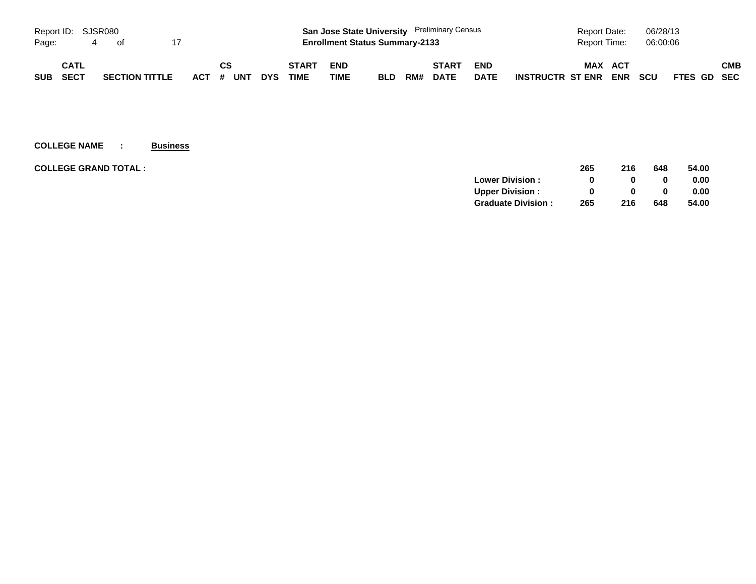| SUB | CATL SECT | SECTION TITTLE | ACT | CS # | UNT | DYS | START TIME | END TIME | BLD | RM# | START DATE | END DATE | INSTRUCTR | MAX ST ENR | ACT ENR | SCU | FTES | GD | CMB SEC |
|---|---|---|---|---|---|---|---|---|---|---|---|---|---|---|---|---|---|---|---|

**COLLEGE NAME : Business**

**COLLEGE GRAND TOTAL :**

| | MAX ST ENR | ACT ENR | SCU | FTES |
|---|---|---|---|---|
| | **265** | **216** | **648** | **54.00** |
| **Lower Division :** | **0** | **0** | **0** | **0.00** |
| **Upper Division :** | **0** | **0** | **0** | **0.00** |
| **Graduate Division :** | **265** | **216** | **648** | **54.00** |